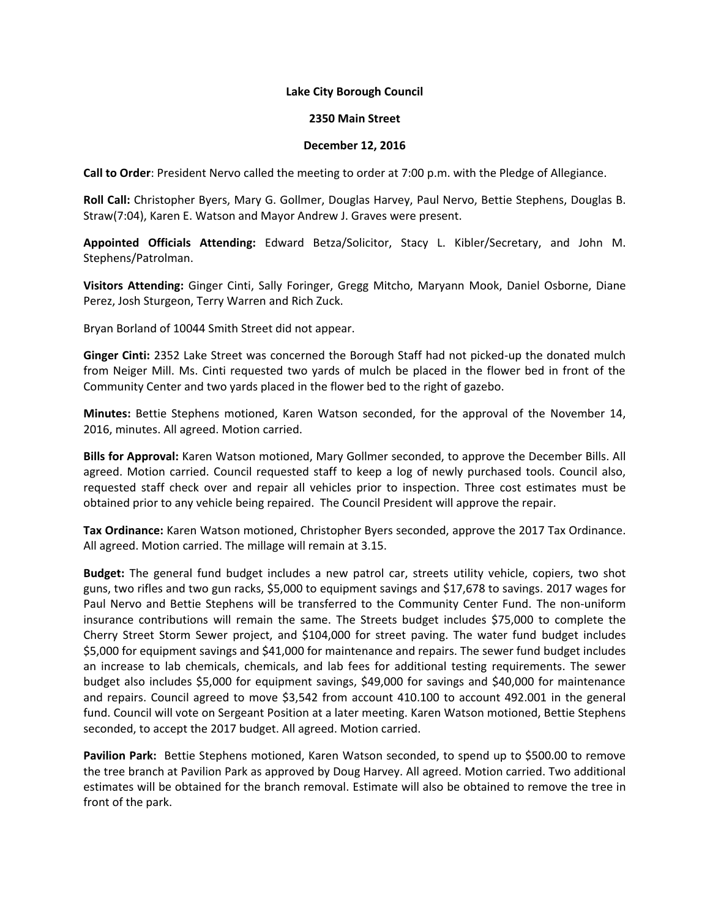**Lake City Borough Council**

**2350 Main Street**

**December 12, 2016**

**Call to Order**: President Nervo called the meeting to order at 7:00 p.m. with the Pledge of Allegiance.

**Roll Call:** Christopher Byers, Mary G. Gollmer, Douglas Harvey, Paul Nervo, Bettie Stephens, Douglas B. Straw(7:04), Karen E. Watson and Mayor Andrew J. Graves were present.

**Appointed Officials Attending:** Edward Betza/Solicitor, Stacy L. Kibler/Secretary, and John M. Stephens/Patrolman.

**Visitors Attending:** Ginger Cinti, Sally Foringer, Gregg Mitcho, Maryann Mook, Daniel Osborne, Diane Perez, Josh Sturgeon, Terry Warren and Rich Zuck.

Bryan Borland of 10044 Smith Street did not appear.

**Ginger Cinti:** 2352 Lake Street was concerned the Borough Staff had not picked-up the donated mulch from Neiger Mill. Ms. Cinti requested two yards of mulch be placed in the flower bed in front of the Community Center and two yards placed in the flower bed to the right of gazebo.

**Minutes:** Bettie Stephens motioned, Karen Watson seconded, for the approval of the November 14, 2016, minutes. All agreed. Motion carried.

**Bills for Approval:** Karen Watson motioned, Mary Gollmer seconded, to approve the December Bills. All agreed. Motion carried. Council requested staff to keep a log of newly purchased tools. Council also, requested staff check over and repair all vehicles prior to inspection. Three cost estimates must be obtained prior to any vehicle being repaired. The Council President will approve the repair.

**Tax Ordinance:** Karen Watson motioned, Christopher Byers seconded, approve the 2017 Tax Ordinance. All agreed. Motion carried. The millage will remain at 3.15.

**Budget:** The general fund budget includes a new patrol car, streets utility vehicle, copiers, two shot guns, two rifles and two gun racks, $5,000 to equipment savings and $17,678 to savings. 2017 wages for Paul Nervo and Bettie Stephens will be transferred to the Community Center Fund. The non-uniform insurance contributions will remain the same. The Streets budget includes $75,000 to complete the Cherry Street Storm Sewer project, and $104,000 for street paving. The water fund budget includes $5,000 for equipment savings and $41,000 for maintenance and repairs. The sewer fund budget includes an increase to lab chemicals, chemicals, and lab fees for additional testing requirements. The sewer budget also includes $5,000 for equipment savings, $49,000 for savings and $40,000 for maintenance and repairs. Council agreed to move $3,542 from account 410.100 to account 492.001 in the general fund. Council will vote on Sergeant Position at a later meeting. Karen Watson motioned, Bettie Stephens seconded, to accept the 2017 budget. All agreed. Motion carried.

**Pavilion Park:** Bettie Stephens motioned, Karen Watson seconded, to spend up to $500.00 to remove the tree branch at Pavilion Park as approved by Doug Harvey. All agreed. Motion carried. Two additional estimates will be obtained for the branch removal. Estimate will also be obtained to remove the tree in front of the park.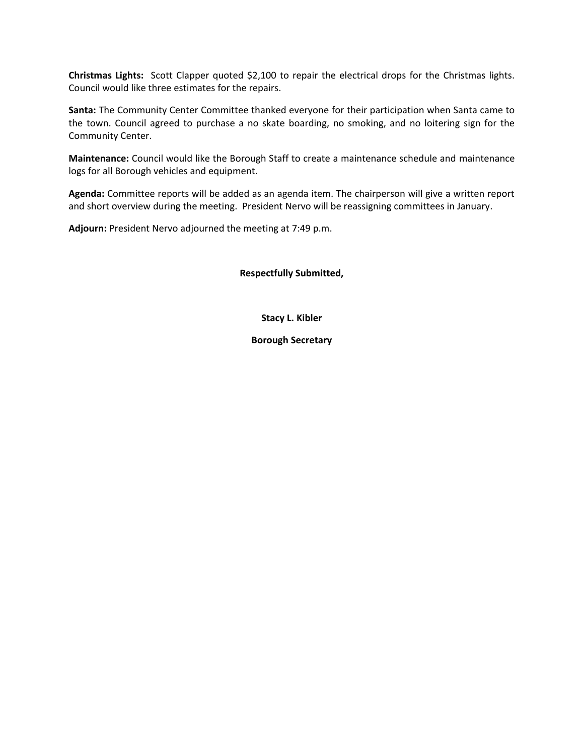**Christmas Lights:** Scott Clapper quoted $2,100 to repair the electrical drops for the Christmas lights. Council would like three estimates for the repairs.

**Santa:** The Community Center Committee thanked everyone for their participation when Santa came to the town. Council agreed to purchase a no skate boarding, no smoking, and no loitering sign for the Community Center.

**Maintenance:** Council would like the Borough Staff to create a maintenance schedule and maintenance logs for all Borough vehicles and equipment.

**Agenda:** Committee reports will be added as an agenda item. The chairperson will give a written report and short overview during the meeting. President Nervo will be reassigning committees in January.

**Adjourn:** President Nervo adjourned the meeting at 7:49 p.m.

**Respectfully Submitted,**

**Stacy L. Kibler**

**Borough Secretary**